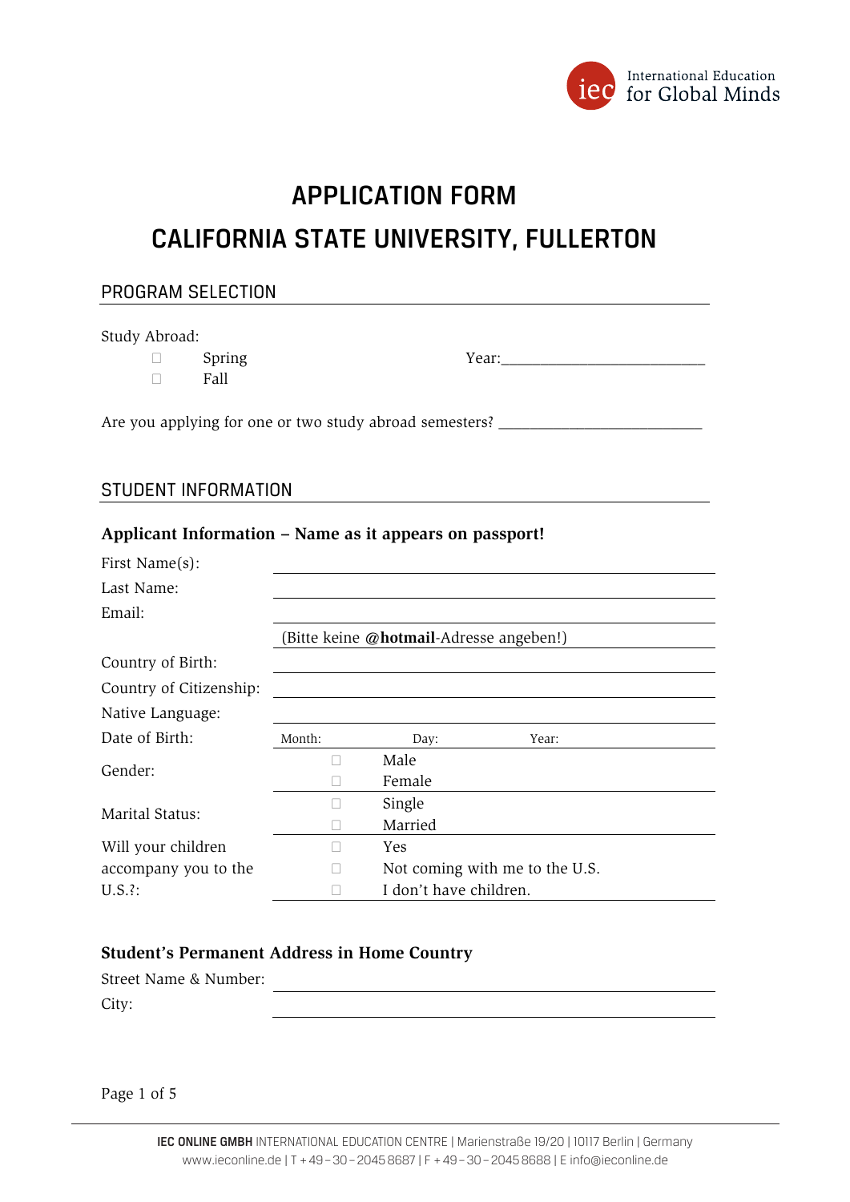International Education for Global Minds

# APPLICATION FORM

# CALIFORNIA STATE UNIVERSITY, FULLERTON

## PROGRAM SELECTION

Study Abroad:

- ☐ Spring
- ☐ Fall

Year:___________________________

Are you applying for one or two study abroad semesters? ___________________________

## STUDENT INFORMATION

### Applicant Information – Name as it appears on passport!

| | | | |
|---|---|---|---|
| First Name(s): | | | |
| Last Name: | | | |
| Email: | | | |
| | (Bitte keine @**hotmail**-Adresse angeben!) | | |
| Country of Birth: | | | |
| Country of Citizenship: | | | |
| Native Language: | | | |
| Date of Birth: | Month: | Day: | Year: |
| Gender: | ☐ | Male | |
| | ☐ | Female | |
| Marital Status: | ☐ | Single | |
| | ☐ | Married | |
| Will your children accompany you to the U.S.?: | ☐ | Yes | |
| | ☐ | Not coming with me to the U.S. | |
| | ☐ | I don't have children. | |

### Student's Permanent Address in Home Country

| | |
|---|---|
| Street Name & Number: | |
| City: | |

**IEC ONLINE GMBH** INTERNATIONAL EDUCATION CENTRE | Marienstraße 19/20 | 10117 Berlin | Germany
www.ieconline.de | T + 49 – 30 – 2045 8687 | F + 49 – 30 – 2045 8688 | E info@ieconline.de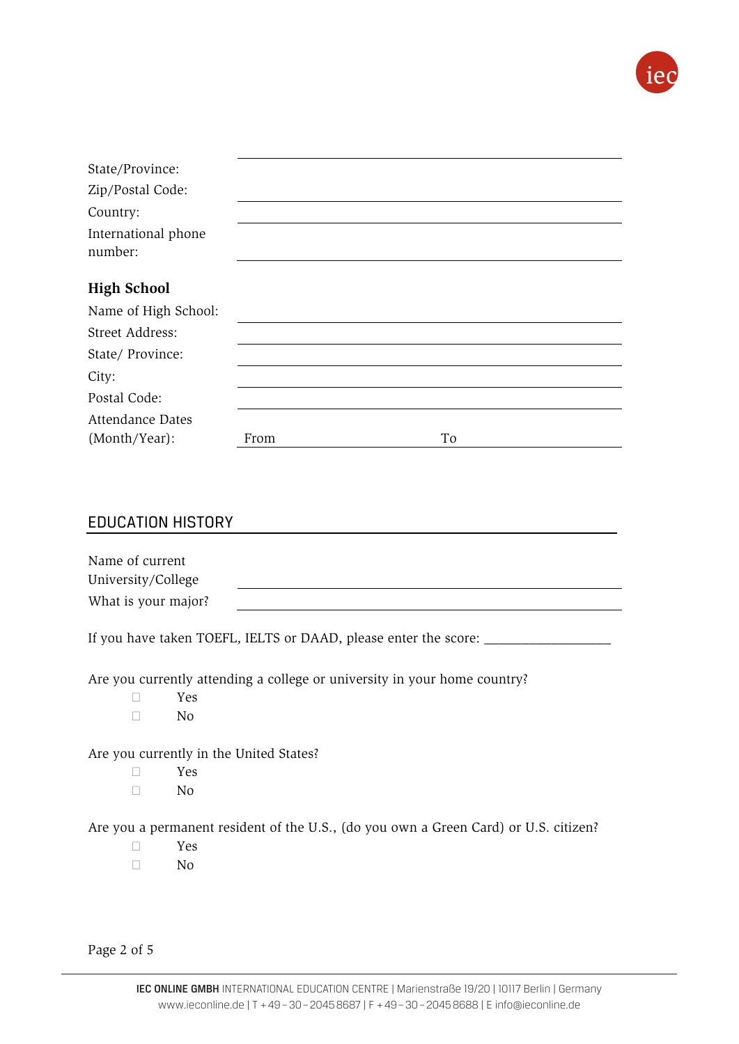State/Province: ______________________________

Zip/Postal Code: ______________________________

Country: ______________________________

International phone number: ______________________________

**High School**

Name of High School: ______________________________

Street Address: ______________________________

State/ Province: ______________________________

City: ______________________________

Postal Code: ______________________________

Attendance Dates (Month/Year): From ______________ To ______________

## EDUCATION HISTORY

Name of current University/College ______________________________

What is your major? ______________________________

If you have taken TOEFL, IELTS or DAAD, please enter the score: ___________________

Are you currently attending a college or university in your home country?

- ☐ Yes
- ☐ No

Are you currently in the United States?

- ☐ Yes
- ☐ No

Are you a permanent resident of the U.S., (do you own a Green Card) or U.S. citizen?

- ☐ Yes
- ☐ No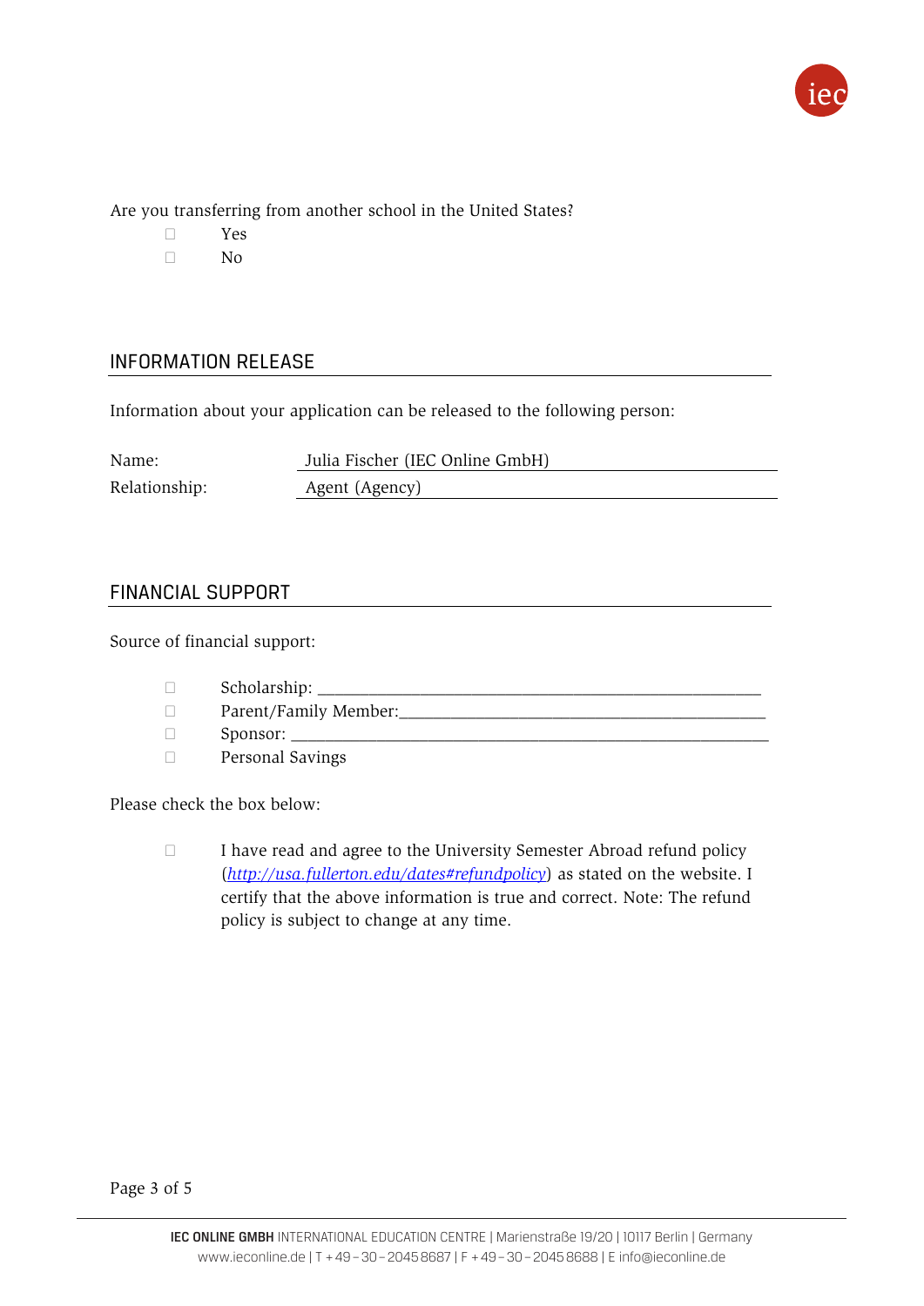Are you transferring from another school in the United States?

- ☐ Yes
- ☐ No

## INFORMATION RELEASE

Information about your application can be released to the following person:

Name: Julia Fischer (IEC Online GmbH)

Relationship: Agent (Agency)

## FINANCIAL SUPPORT

Source of financial support:

- ☐ Scholarship: ____________________________________________________
- ☐ Parent/Family Member:____________________________________________
- ☐ Sponsor: ______________________________________________________
- ☐ Personal Savings

Please check the box below:

- ☐ I have read and agree to the University Semester Abroad refund policy (*http://usa.fullerton.edu/dates#refundpolicy*) as stated on the website. I certify that the above information is true and correct. Note: The refund policy is subject to change at any time.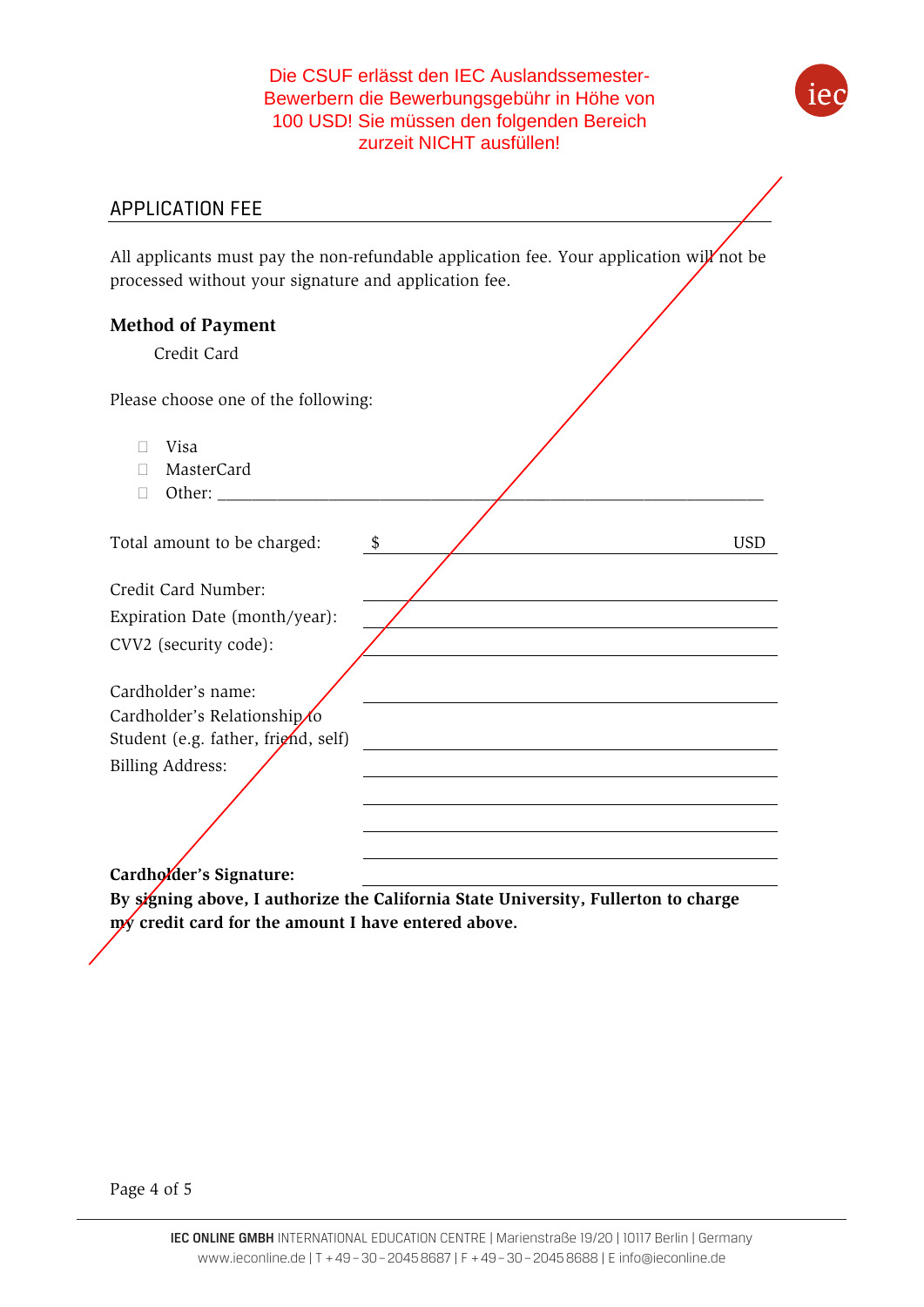Die CSUF erlässt den IEC Auslandssemester-Bewerbern die Bewerbungsgebühr in Höhe von 100 USD! Sie müssen den folgenden Bereich zurzeit NICHT ausfüllen!

## APPLICATION FEE

All applicants must pay the non-refundable application fee. Your application will not be processed without your signature and application fee.

**Method of Payment**

Credit Card

Please choose one of the following:

- ☐ Visa
- ☐ MasterCard
- ☐ Other: ______________________________

Total amount to be charged: $ ____________________ USD

Credit Card Number: ____________________

Expiration Date (month/year): ____________________

CVV2 (security code): ____________________

Cardholder's name: ____________________

Cardholder's Relationship to Student (e.g. father, friend, self) ____________________

Billing Address: ____________________

____________________

____________________

____________________

**Cardholder's Signature:** ____________________

**By signing above, I authorize the California State University, Fullerton to charge my credit card for the amount I have entered above.**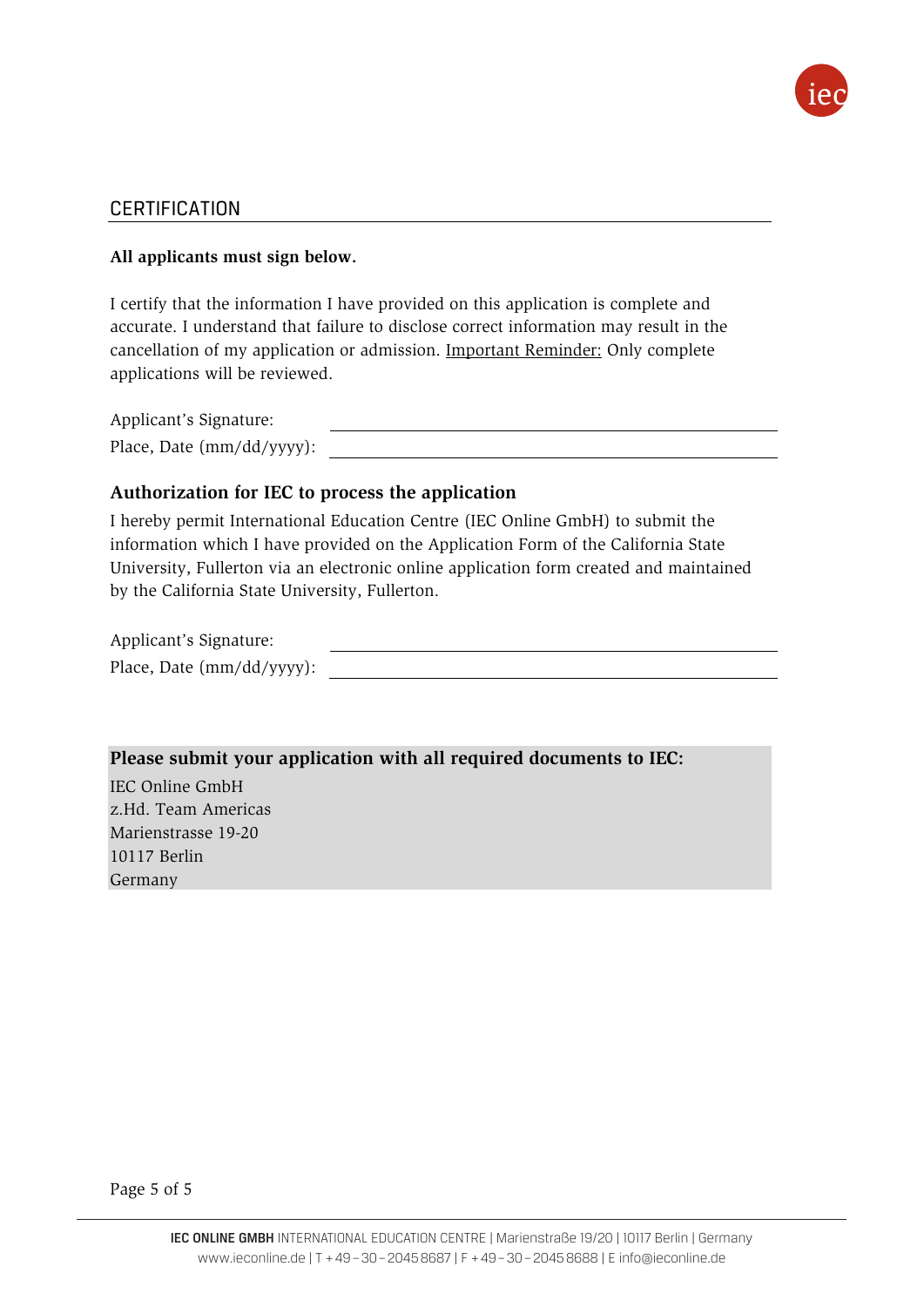## CERTIFICATION

**All applicants must sign below.**

I certify that the information I have provided on this application is complete and accurate. I understand that failure to disclose correct information may result in the cancellation of my application or admission. Important Reminder: Only complete applications will be reviewed.

Applicant's Signature: ______________________________

Place, Date (mm/dd/yyyy): ______________________________

### Authorization for IEC to process the application

I hereby permit International Education Centre (IEC Online GmbH) to submit the information which I have provided on the Application Form of the California State University, Fullerton via an electronic online application form created and maintained by the California State University, Fullerton.

Applicant's Signature: ______________________________

Place, Date (mm/dd/yyyy): ______________________________

**Please submit your application with all required documents to IEC:**

IEC Online GmbH
z.Hd. Team Americas
Marienstrasse 19-20
10117 Berlin
Germany